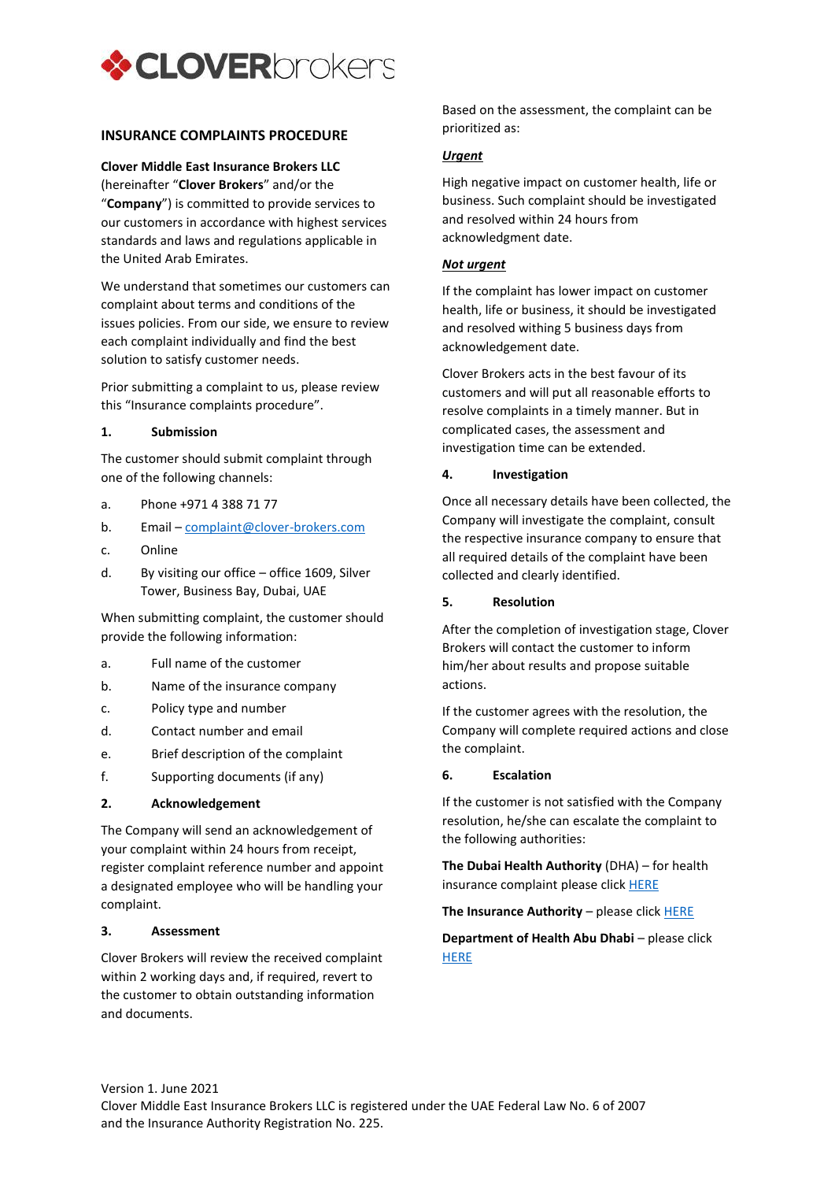CLOVERbrokers

## INSURANCE COMPLAINTS PROCEDURE

**Clover Middle East Insurance Brokers LLC** (hereinafter "**Clover Brokers**" and/or the "**Company**") is committed to provide services to our customers in accordance with highest services standards and laws and regulations applicable in the United Arab Emirates.

We understand that sometimes our customers can complaint about terms and conditions of the issues policies. From our side, we ensure to review each complaint individually and find the best solution to satisfy customer needs.

Prior submitting a complaint to us, please review this "Insurance complaints procedure".

### 1. Submission

The customer should submit complaint through one of the following channels:

a. Phone +971 4 388 71 77
b. Email – complaint@clover-brokers.com
c. Online
d. By visiting our office – office 1609, Silver Tower, Business Bay, Dubai, UAE

When submitting complaint, the customer should provide the following information:

a. Full name of the customer
b. Name of the insurance company
c. Policy type and number
d. Contact number and email
e. Brief description of the complaint
f. Supporting documents (if any)

### 2. Acknowledgement

The Company will send an acknowledgement of your complaint within 24 hours from receipt, register complaint reference number and appoint a designated employee who will be handling your complaint.

### 3. Assessment

Clover Brokers will review the received complaint within 2 working days and, if required, revert to the customer to obtain outstanding information and documents.

Based on the assessment, the complaint can be prioritized as:

***Urgent***

High negative impact on customer health, life or business. Such complaint should be investigated and resolved within 24 hours from acknowledgment date.

***Not urgent***

If the complaint has lower impact on customer health, life or business, it should be investigated and resolved withing 5 business days from acknowledgement date.

Clover Brokers acts in the best favour of its customers and will put all reasonable efforts to resolve complaints in a timely manner. But in complicated cases, the assessment and investigation time can be extended.

### 4. Investigation

Once all necessary details have been collected, the Company will investigate the complaint, consult the respective insurance company to ensure that all required details of the complaint have been collected and clearly identified.

### 5. Resolution

After the completion of investigation stage, Clover Brokers will contact the customer to inform him/her about results and propose suitable actions.

If the customer agrees with the resolution, the Company will complete required actions and close the complaint.

### 6. Escalation

If the customer is not satisfied with the Company resolution, he/she can escalate the complaint to the following authorities:

**The Dubai Health Authority** (DHA) – for health insurance complaint please click HERE

**The Insurance Authority** – please click HERE

**Department of Health Abu Dhabi** – please click HERE

Version 1. June 2021
Clover Middle East Insurance Brokers LLC is registered under the UAE Federal Law No. 6 of 2007 and the Insurance Authority Registration No. 225.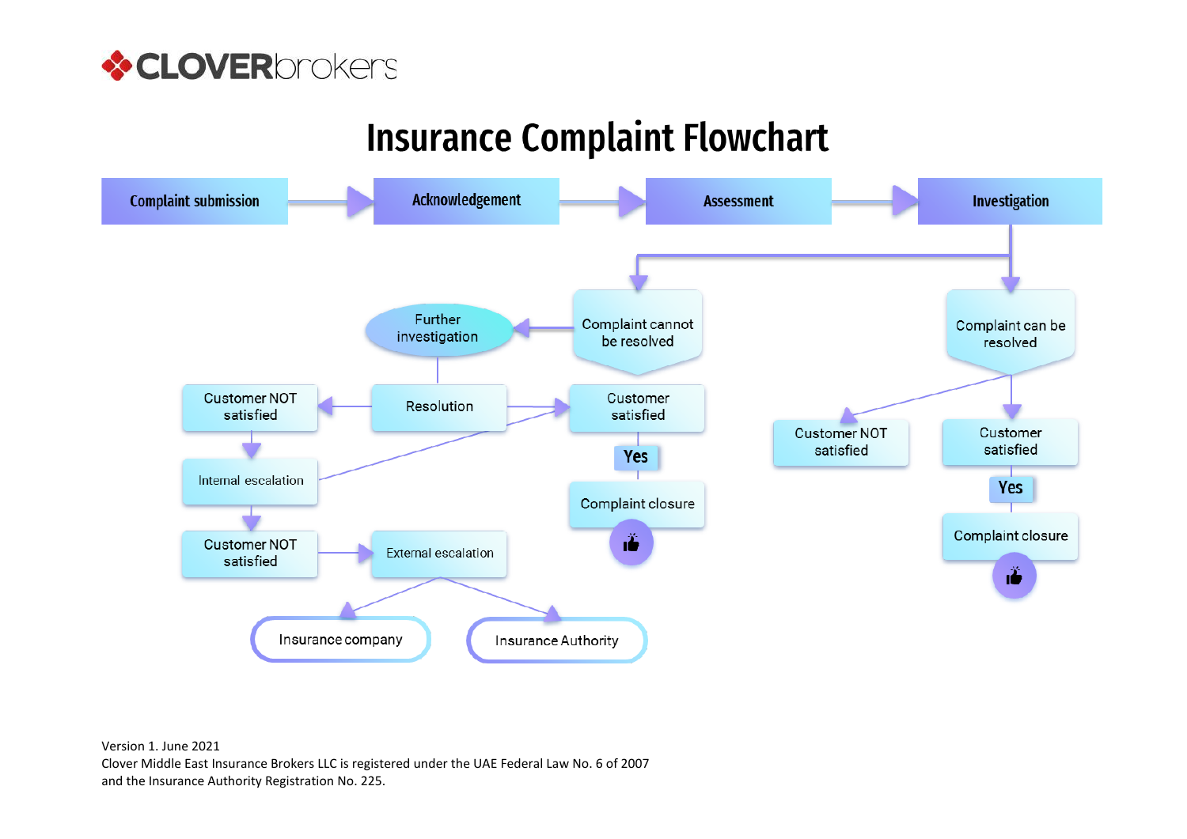# Insurance Complaint Flowchart

Complaint submission → Acknowledgement → Assessment → Investigation

**Investigation** leads to:

- **Complaint cannot be resolved** → Further investigation → Resolution
  - Resolution → Customer satisfied → Yes → Complaint closure
  - Resolution → Customer NOT satisfied → Internal escalation
    - Internal escalation → Customer satisfied
    - Internal escalation → Customer NOT satisfied → External escalation → Insurance company / Insurance Authority
- **Complaint can be resolved**
  - Customer NOT satisfied
  - Customer satisfied → Yes → Complaint closure

Version 1. June 2021
Clover Middle East Insurance Brokers LLC is registered under the UAE Federal Law No. 6 of 2007 and the Insurance Authority Registration No. 225.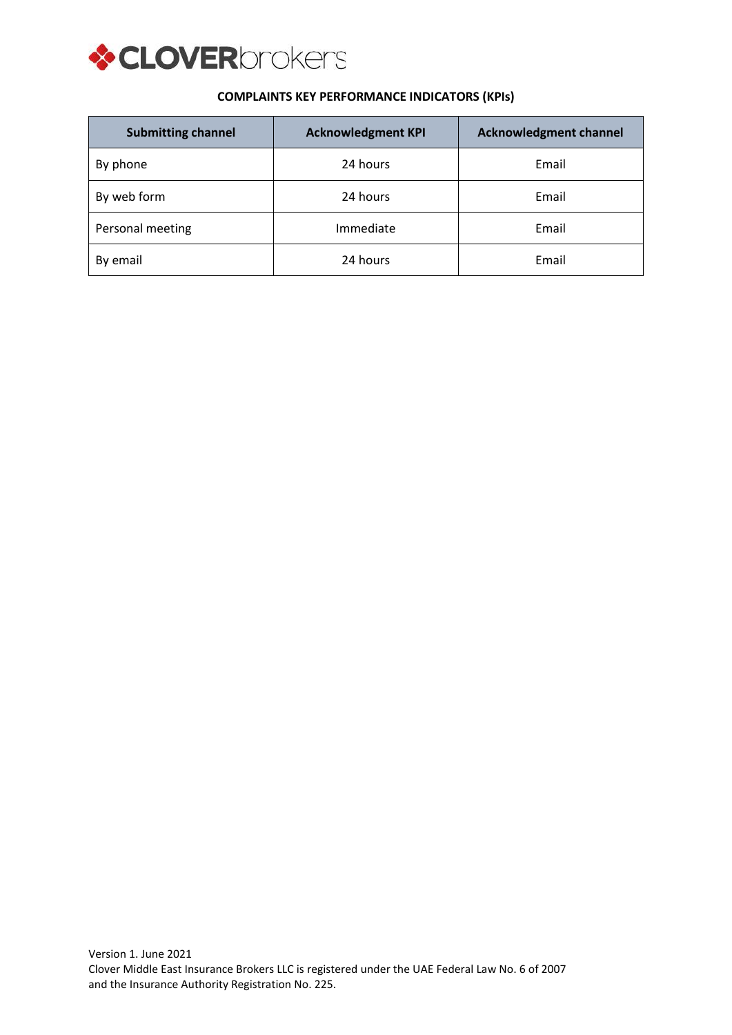**COMPLAINTS KEY PERFORMANCE INDICATORS (KPIs)**

| Submitting channel | Acknowledgment KPI | Acknowledgment channel |
|---|---|---|
| By phone | 24 hours | Email |
| By web form | 24 hours | Email |
| Personal meeting | Immediate | Email |
| By email | 24 hours | Email |